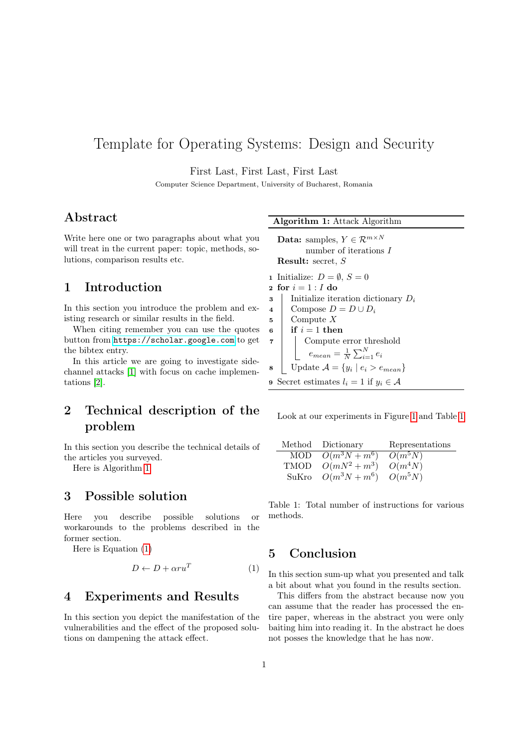# Template for Operating Systems: Design and Security

First Last, First Last, First Last

Computer Science Department, University of Bucharest, Romania

## Abstract

Write here one or two paragraphs about what you will treat in the current paper: topic, methods, solutions, comparison results etc.

## 1 Introduction

In this section you introduce the problem and existing research or similar results in the field.

When citing remember you can use the quotes button from https://scholar.google.com to get the bibtex entry.

In this article we are going to investigate side-channel attacks [1] with focus on cache implementations [2].

## 2 Technical description of the problem

In this section you describe the technical details of the articles you surveyed.

Here is Algorithm 1

**Algorithm 1:** Attack Algorithm

**Data:** samples, $Y \in \mathcal{R}^{m \times N}$
number of iterations $I$
**Result:** secret, $S$

```
1 Initialize: D = ∅, S = 0
2 for i = 1 : I do
3     Initialize iteration dictionary D_i
4     Compose D = D ∪ D_i
5     Compute X
6     if i = 1 then
7         Compute error threshold
          e_mean = (1/N) Σ_{i=1}^{N} e_i
8     Update A = {y_i | e_i > e_mean}
9 Secret estimates l_i = 1 if y_i ∈ A
```

## 3 Possible solution

Here you describe possible solutions or workarounds to the problems described in the former section.

Here is Equation (1)

$$D \leftarrow D + \alpha r u^T \tag{1}$$

## 4 Experiments and Results

In this section you depict the manifestation of the vulnerabilities and the effect of the proposed solutions on dampening the attack effect.

Look at our experiments in Figure 1 and Table 1

| Method | Dictionary | Representations |
|---|---|---|
| MOD | $O(m^3N + m^6)$ | $O(m^5N)$ |
| TMOD | $O(mN^2 + m^3)$ | $O(m^4N)$ |
| SuKro | $O(m^3N + m^6)$ | $O(m^5N)$ |

Table 1: Total number of instructions for various methods.

## 5 Conclusion

In this section sum-up what you presented and talk a bit about what you found in the results section.

This differs from the abstract because now you can assume that the reader has processed the entire paper, whereas in the abstract you were only baiting him into reading it. In the abstract he does not posses the knowledge that he has now.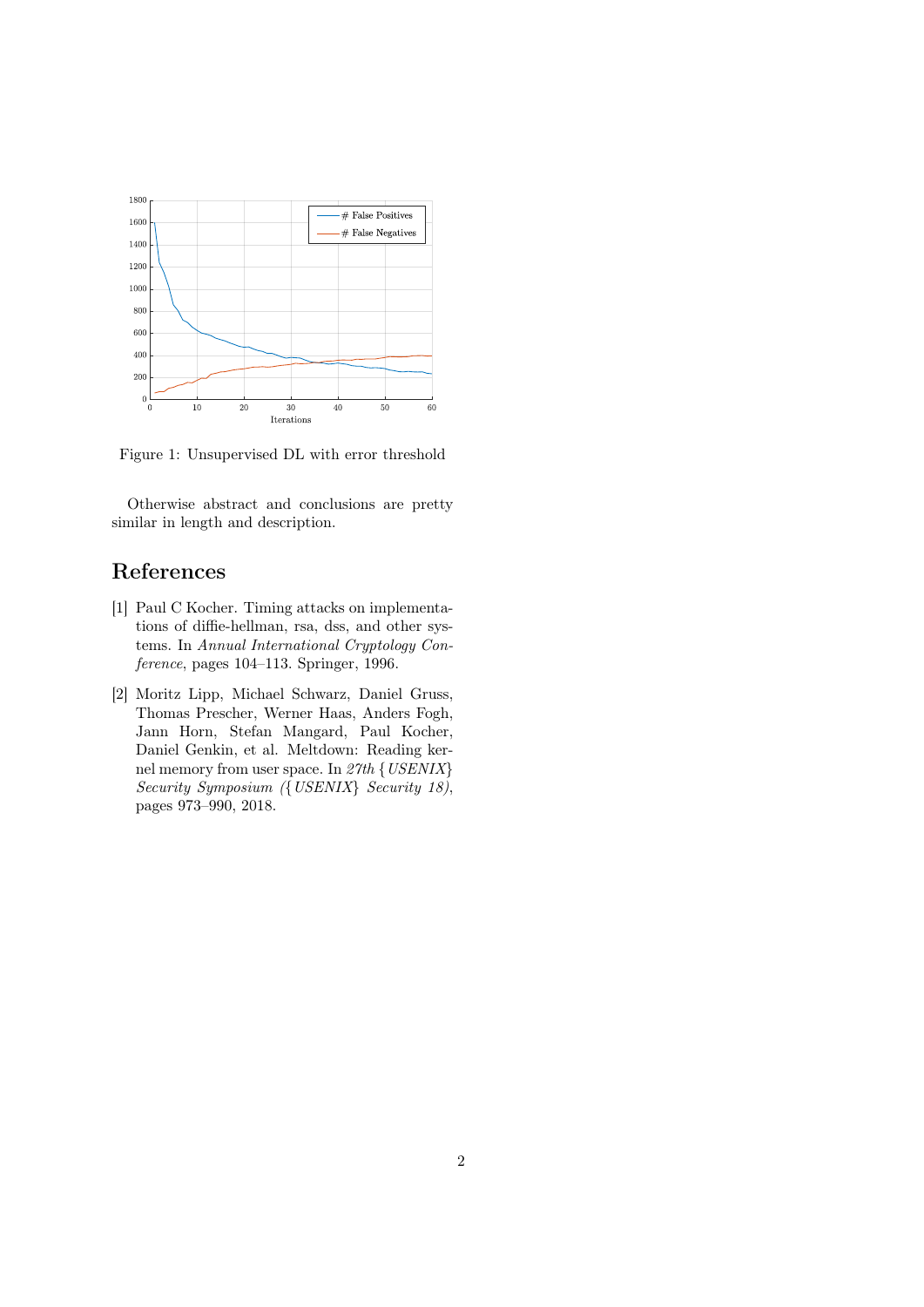1800
1600
1400
1200
1000
800
600
400
200
0

0
10
20
30
40
50
60

Iterations

# False Positives
# False Negatives

Figure 1: Unsupervised DL with error threshold

Otherwise abstract and conclusions are pretty similar in length and description.

## References

[1] Paul C Kocher. Timing attacks on implementations of diffie-hellman, rsa, dss, and other systems. In *Annual International Cryptology Conference*, pages 104–113. Springer, 1996.

[2] Moritz Lipp, Michael Schwarz, Daniel Gruss, Thomas Prescher, Werner Haas, Anders Fogh, Jann Horn, Stefan Mangard, Paul Kocher, Daniel Genkin, et al. Meltdown: Reading kernel memory from user space. In *27th {USENIX} Security Symposium ({USENIX} Security 18)*, pages 973–990, 2018.